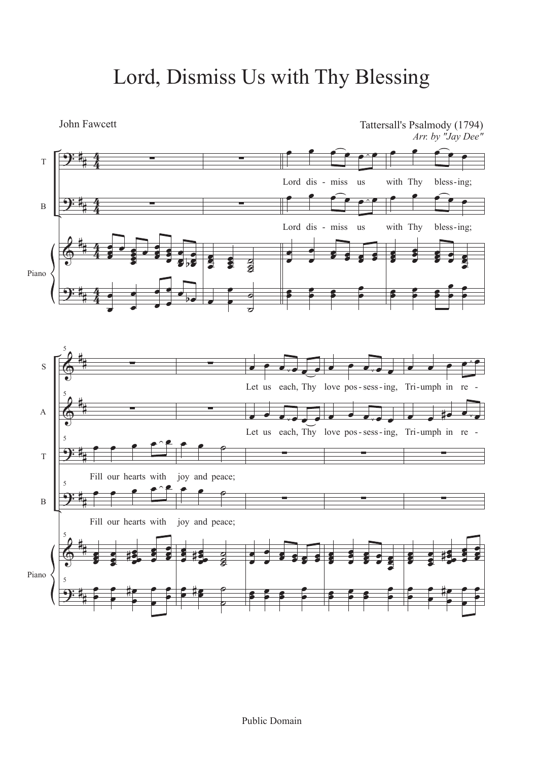# Lord, Dismiss Us with Thy Blessing

John Fawcett

Tattersall's Psalmody (1794)
*Arr. by "Jay Dee"*

T

Lord dis - miss us with Thy bless-ing;

B

Lord dis - miss us with Thy bless-ing;

Piano

S

Let us each, Thy love pos-sess-ing, Tri-umph in re -

A

Let us each, Thy love pos-sess-ing, Tri-umph in re -

T

Fill our hearts with joy and peace;

B

Fill our hearts with joy and peace;

Piano

Public Domain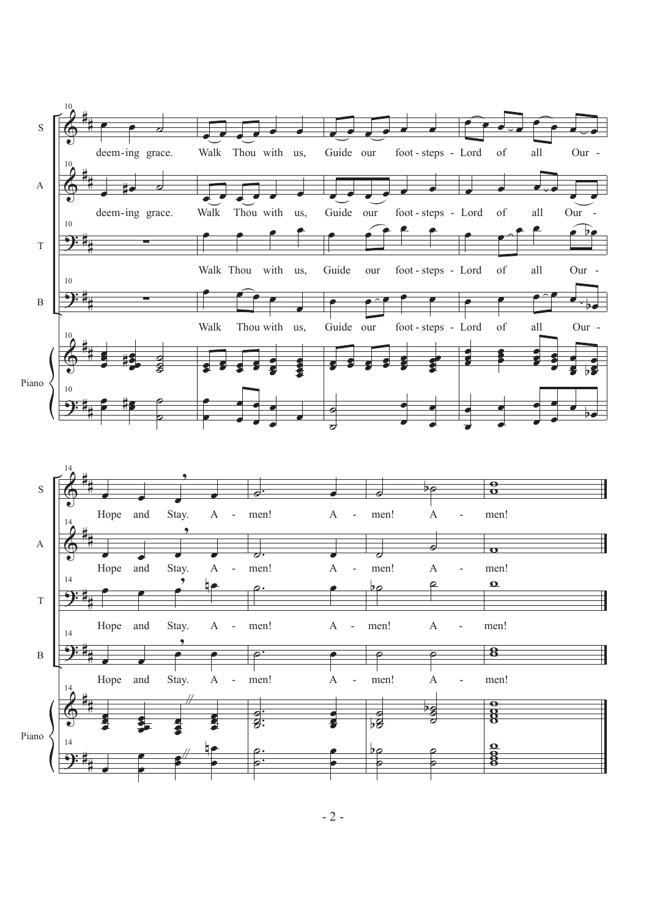S: deem-ing grace. Walk Thou with us, Guide our foot-steps - Lord of all Our -

A: deem-ing grace. Walk Thou with us, Guide our foot-steps - Lord of all Our -

T: Walk Thou with us, Guide our foot-steps - Lord of all Our -

B: Walk Thou with us, Guide our foot-steps - Lord of all Our -

Piano

S: Hope and Stay. A - men! A - men! A - men!

A: Hope and Stay. A - men! A - men! A - men!

T: Hope and Stay. A - men! A - men! A - men!

B: Hope and Stay. A - men! A - men! A - men!

Piano